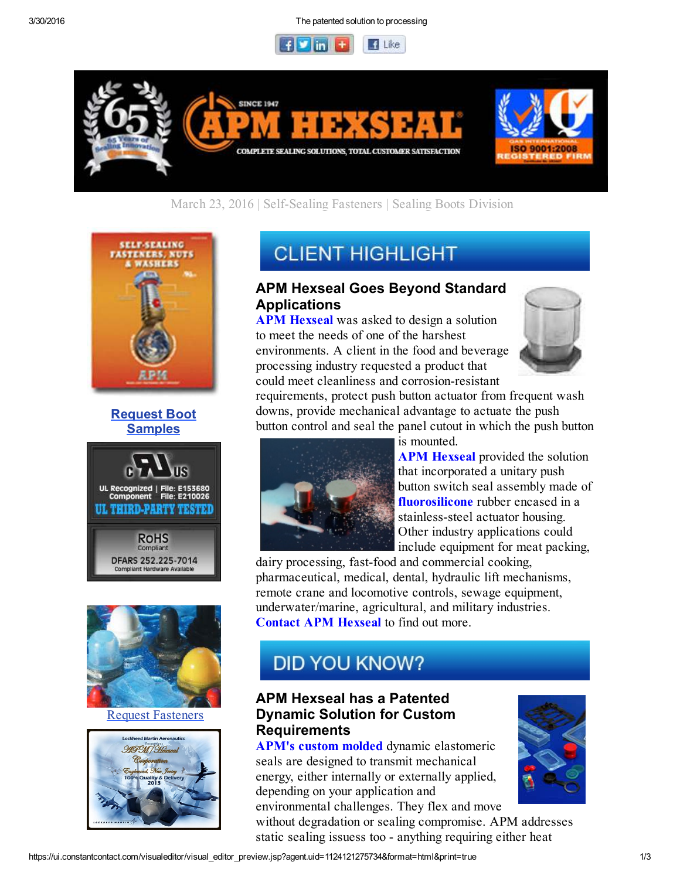March 23, 2016 | Self-Sealing Fasteners | Sealing Boots Division

Request Boot Samples

Request Fasteners

## CLIENT HIGHLIGHT

### APM Hexseal Goes Beyond Standard Applications

**APM Hexseal** was asked to design a solution to meet the needs of one of the harshest environments. A client in the food and beverage processing industry requested a product that could meet cleanliness and corrosion-resistant requirements, protect push button actuator from frequent wash downs, provide mechanical advantage to actuate the push button control and seal the panel cutout in which the push button is mounted.

**APM Hexseal** provided the solution that incorporated a unitary push button switch seal assembly made of **fluorosilicone** rubber encased in a stainless-steel actuator housing. Other industry applications could include equipment for meat packing, dairy processing, fast-food and commercial cooking, pharmaceutical, medical, dental, hydraulic lift mechanisms, remote crane and locomotive controls, sewage equipment, underwater/marine, agricultural, and military industries. **Contact APM Hexseal** to find out more.

## DID YOU KNOW?

### APM Hexseal has a Patented Dynamic Solution for Custom Requirements

**APM's custom molded** dynamic elastomeric seals are designed to transmit mechanical energy, either internally or externally applied, depending on your application and environmental challenges. They flex and move without degradation or sealing compromise. APM addresses static sealing issuess too - anything requiring either heat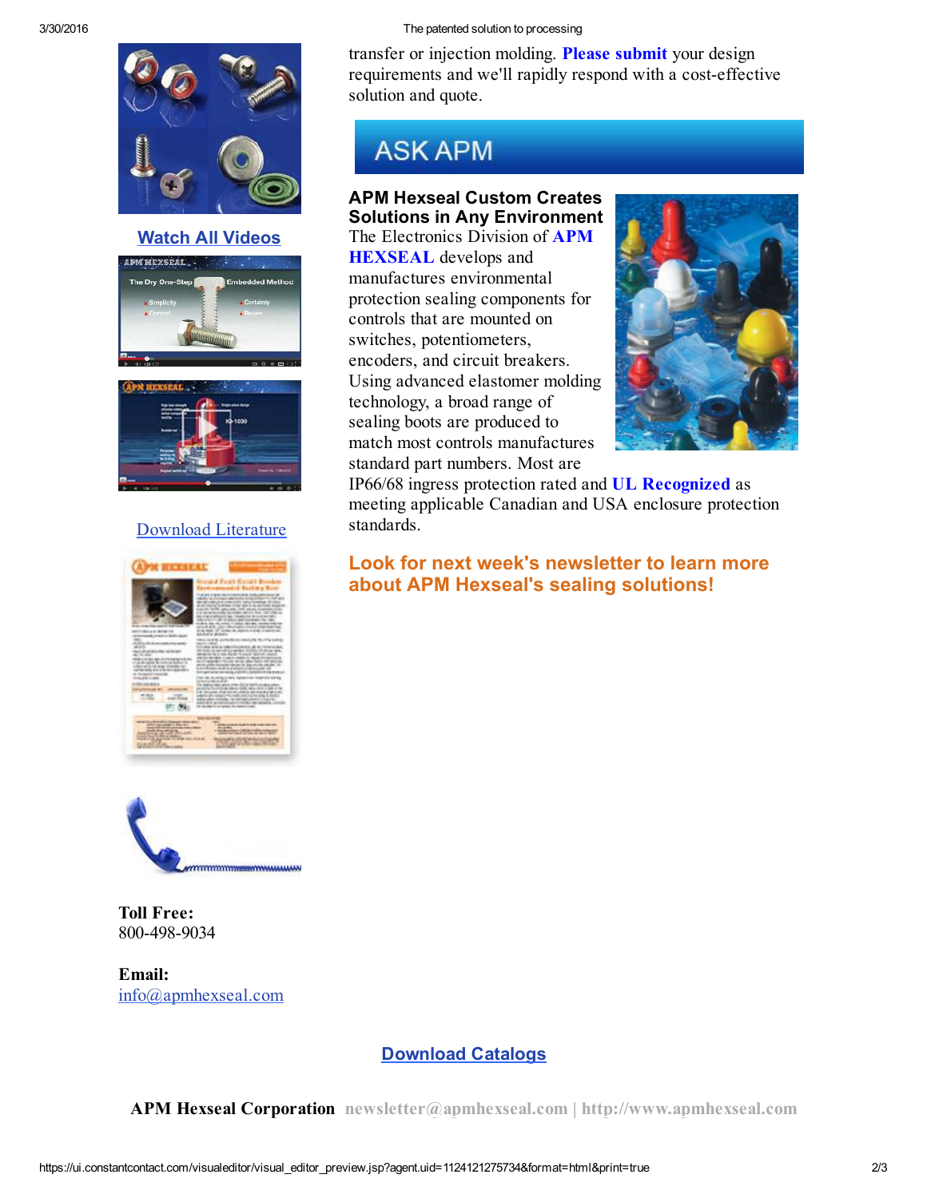transfer or injection molding. **Please submit** your design requirements and we'll rapidly respond with a cost-effective solution and quote.

## ASK APM

### APM Hexseal Custom Creates Solutions in Any Environment

The Electronics Division of **APM HEXSEAL** develops and manufactures environmental protection sealing components for controls that are mounted on switches, potentiometers, encoders, and circuit breakers. Using advanced elastomer molding technology, a broad range of sealing boots are produced to match most controls manufactures standard part numbers. Most are IP66/68 ingress protection rated and **UL Recognized** as meeting applicable Canadian and USA enclosure protection standards.

### Look for next week's newsletter to learn more about APM Hexseal's sealing solutions!

**Watch All Videos**

Download Literature

**Toll Free:**
800-498-9034

**Email:**
info@apmhexseal.com

**Download Catalogs**

**APM Hexseal Corporation** newsletter@apmhexseal.com | http://www.apmhexseal.com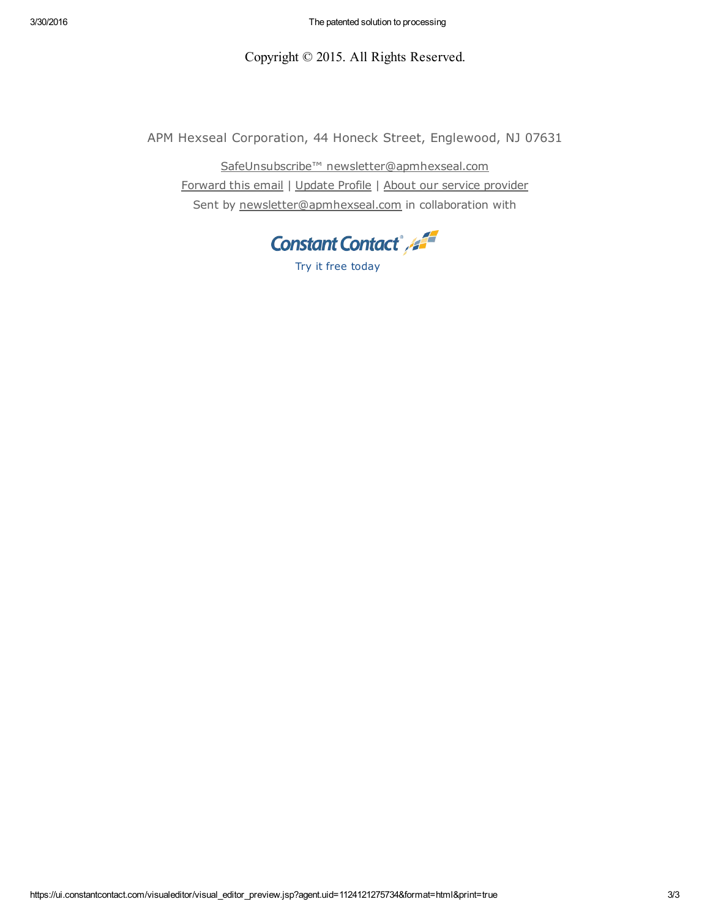Copyright © 2015. All Rights Reserved.

APM Hexseal Corporation, 44 Honeck Street, Englewood, NJ 07631

SafeUnsubscribe™ newsletter@apmhexseal.com

Forward this email | Update Profile | About our service provider

Sent by newsletter@apmhexseal.com in collaboration with

Constant Contact

Try it free today